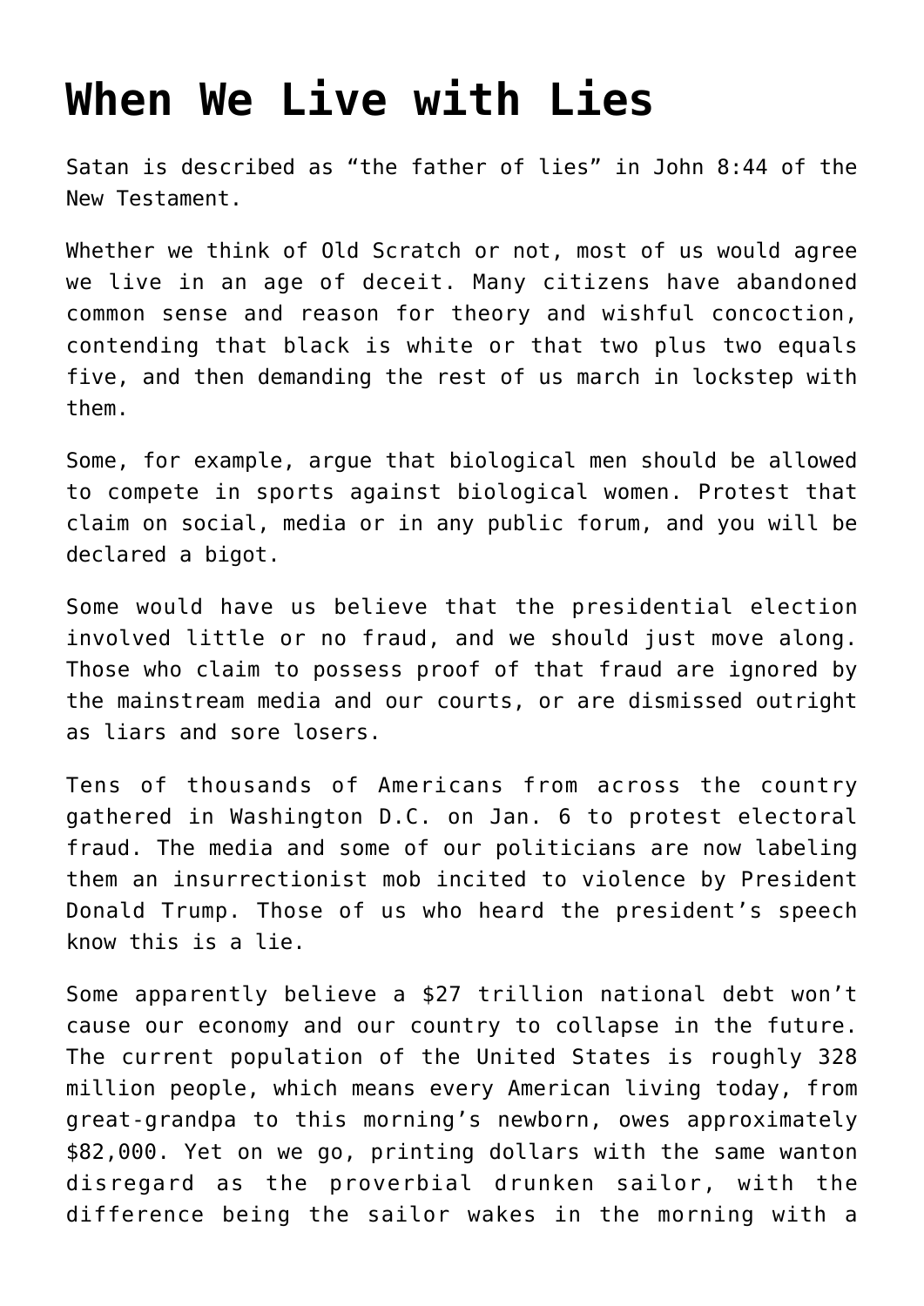# When We Live with Lies

Satan is described as "the father of lies" in John 8:44 of the New Testament.

Whether we think of Old Scratch or not, most of us would agree we live in an age of deceit. Many citizens have abandoned common sense and reason for theory and wishful concoction, contending that black is white or that two plus two equals five, and then demanding the rest of us march in lockstep with them.

Some, for example, argue that biological men should be allowed to compete in sports against biological women. Protest that claim on social, media or in any public forum, and you will be declared a bigot.

Some would have us believe that the presidential election involved little or no fraud, and we should just move along. Those who claim to possess proof of that fraud are ignored by the mainstream media and our courts, or are dismissed outright as liars and sore losers.

Tens of thousands of Americans from across the country gathered in Washington D.C. on Jan. 6 to protest electoral fraud. The media and some of our politicians are now labeling them an insurrectionist mob incited to violence by President Donald Trump. Those of us who heard the president's speech know this is a lie.

Some apparently believe a $27 trillion national debt won't cause our economy and our country to collapse in the future. The current population of the United States is roughly 328 million people, which means every American living today, from great-grandpa to this morning's newborn, owes approximately $82,000. Yet on we go, printing dollars with the same wanton disregard as the proverbial drunken sailor, with the difference being the sailor wakes in the morning with a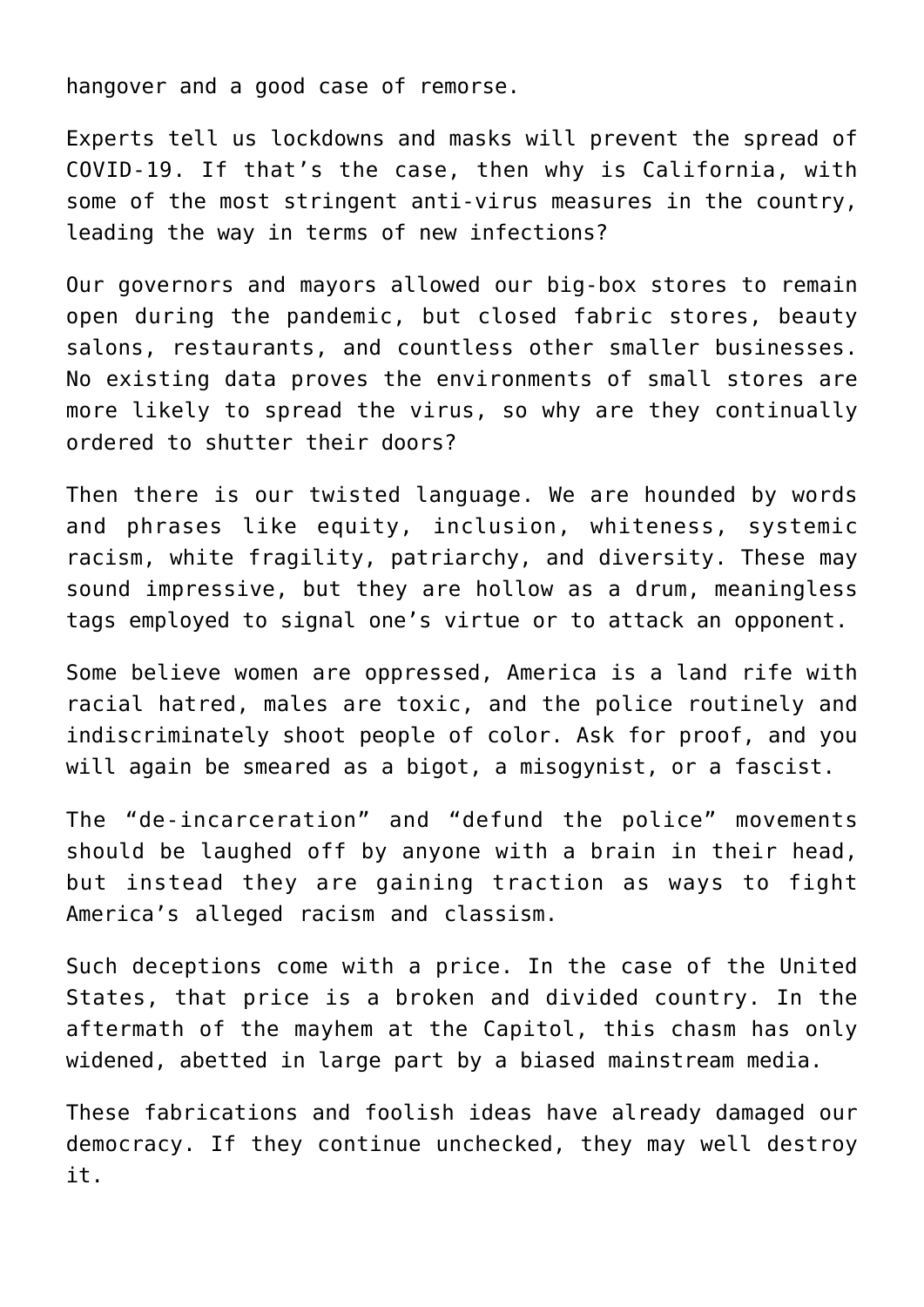hangover and a good case of remorse.

Experts tell us lockdowns and masks will prevent the spread of COVID-19. If that's the case, then why is California, with some of the most stringent anti-virus measures in the country, leading the way in terms of new infections?

Our governors and mayors allowed our big-box stores to remain open during the pandemic, but closed fabric stores, beauty salons, restaurants, and countless other smaller businesses. No existing data proves the environments of small stores are more likely to spread the virus, so why are they continually ordered to shutter their doors?

Then there is our twisted language. We are hounded by words and phrases like equity, inclusion, whiteness, systemic racism, white fragility, patriarchy, and diversity. These may sound impressive, but they are hollow as a drum, meaningless tags employed to signal one's virtue or to attack an opponent.

Some believe women are oppressed, America is a land rife with racial hatred, males are toxic, and the police routinely and indiscriminately shoot people of color. Ask for proof, and you will again be smeared as a bigot, a misogynist, or a fascist.

The "de-incarceration" and "defund the police" movements should be laughed off by anyone with a brain in their head, but instead they are gaining traction as ways to fight America's alleged racism and classism.

Such deceptions come with a price. In the case of the United States, that price is a broken and divided country. In the aftermath of the mayhem at the Capitol, this chasm has only widened, abetted in large part by a biased mainstream media.

These fabrications and foolish ideas have already damaged our democracy. If they continue unchecked, they may well destroy it.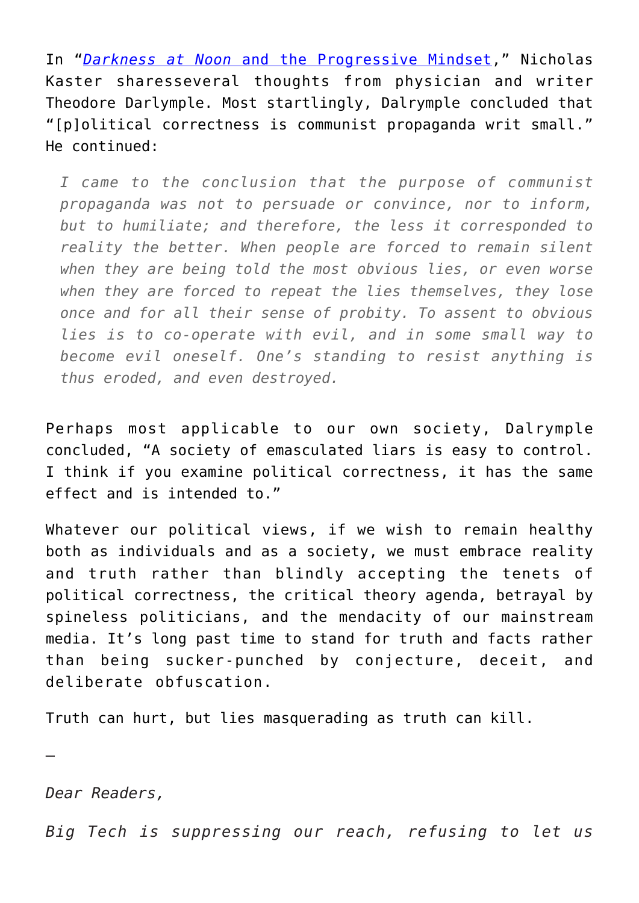In "*Darkness at Noon* and the Progressive Mindset," Nicholas Kaster sharesseveral thoughts from physician and writer Theodore Darlymple. Most startlingly, Dalrymple concluded that "[p]olitical correctness is communist propaganda writ small." He continued:

> *I came to the conclusion that the purpose of communist propaganda was not to persuade or convince, nor to inform, but to humiliate; and therefore, the less it corresponded to reality the better. When people are forced to remain silent when they are being told the most obvious lies, or even worse when they are forced to repeat the lies themselves, they lose once and for all their sense of probity. To assent to obvious lies is to co-operate with evil, and in some small way to become evil oneself. One's standing to resist anything is thus eroded, and even destroyed.*

Perhaps most applicable to our own society, Dalrymple concluded, "A society of emasculated liars is easy to control. I think if you examine political correctness, it has the same effect and is intended to."

Whatever our political views, if we wish to remain healthy both as individuals and as a society, we must embrace reality and truth rather than blindly accepting the tenets of political correctness, the critical theory agenda, betrayal by spineless politicians, and the mendacity of our mainstream media. It's long past time to stand for truth and facts rather than being sucker-punched by conjecture, deceit, and deliberate obfuscation.

Truth can hurt, but lies masquerading as truth can kill.

—

*Dear Readers,*

*Big Tech is suppressing our reach, refusing to let us*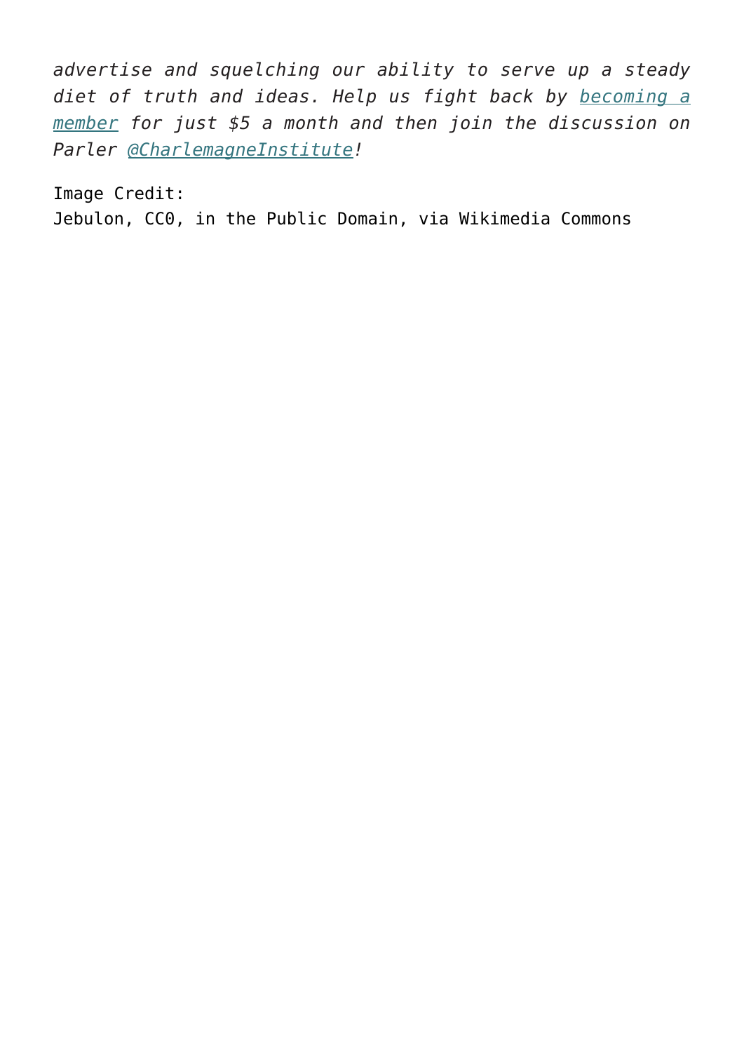*advertise and squelching our ability to serve up a steady diet of truth and ideas. Help us fight back by [becoming a member](#) for just $5 a month and then join the discussion on Parler [@CharlemagneInstitute](#)!*

Image Credit:
Jebulon, CC0, in the Public Domain, via Wikimedia Commons